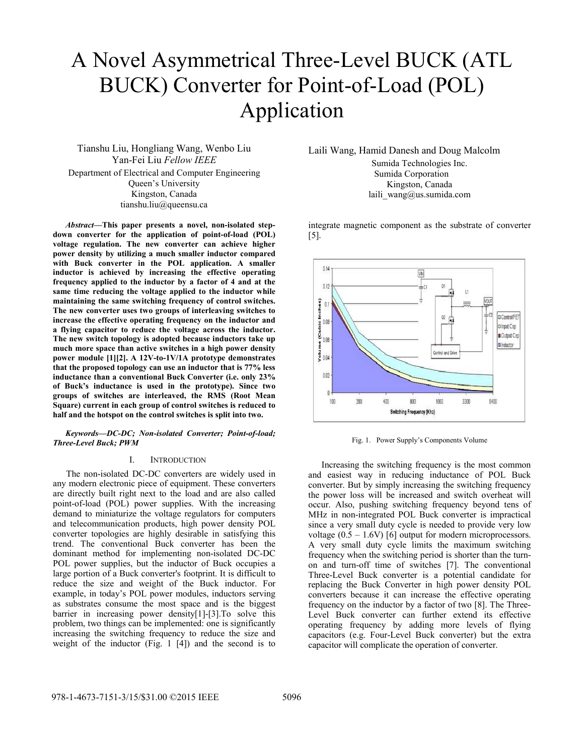# A Novel Asymmetrical Three-Level BUCK (ATL BUCK) Converter for Point-of-Load (POL) Application

Tianshu Liu, Hongliang Wang, Wenbo Liu
Yan-Fei Liu *Fellow IEEE*
Department of Electrical and Computer Engineering
Queen's University
Kingston, Canada
tianshu.liu@queensu.ca

Laili Wang, Hamid Danesh and Doug Malcolm
Sumida Technologies Inc.
Sumida Corporation
Kingston, Canada
laili_wang@us.sumida.com

***Abstract*—This paper presents a novel, non-isolated step-down converter for the application of point-of-load (POL) voltage regulation. The new converter can achieve higher power density by utilizing a much smaller inductor compared with Buck converter in the POL application. A smaller inductor is achieved by increasing the effective operating frequency applied to the inductor by a factor of 4 and at the same time reducing the voltage applied to the inductor while maintaining the same switching frequency of control switches. The new converter uses two groups of interleaving switches to increase the effective operating frequency on the inductor and a flying capacitor to reduce the voltage across the inductor. The new switch topology is adopted because inductors take up much more space than active switches in a high power density power module [1][2]. A 12V-to-1V/1A prototype demonstrates that the proposed topology can use an inductor that is 77% less inductance than a conventional Buck Converter (i.e. only 23% of Buck's inductance is used in the prototype). Since two groups of switches are interleaved, the RMS (Root Mean Square) current in each group of control switches is reduced to half and the hotspot on the control switches is split into two.**

***Keywords—DC-DC; Non-isolated Converter; Point-of-load; Three-Level Buck; PWM***

## I. Introduction

The non-isolated DC-DC converters are widely used in any modern electronic piece of equipment. These converters are directly built right next to the load and are also called point-of-load (POL) power supplies. With the increasing demand to miniaturize the voltage regulators for computers and telecommunication products, high power density POL converter topologies are highly desirable in satisfying this trend. The conventional Buck converter has been the dominant method for implementing non-isolated DC-DC POL power supplies, but the inductor of Buck occupies a large portion of a Buck converter's footprint. It is difficult to reduce the size and weight of the Buck inductor. For example, in today's POL power modules, inductors serving as substrates consume the most space and is the biggest barrier in increasing power density[1]-[3].To solve this problem, two things can be implemented: one is significantly increasing the switching frequency to reduce the size and weight of the inductor (Fig. 1 [4]) and the second is to integrate magnetic component as the substrate of converter [5].

Volume (Cubic Inches)
0.14
0.12
0.1
0.08
0.06
0.04
0.02
0
100
200
400
800
1600
3200
6400
Switching Frequency (Khz)
VIN
C1
Q1
Q2
L1
VOUT
C2
Control and Drive
Control/FET
Input Cap
Output Cap
Inductor

Fig. 1. Power Supply's Components Volume

Increasing the switching frequency is the most common and easiest way in reducing inductance of POL Buck converter. But by simply increasing the switching frequency the power loss will be increased and switch overheat will occur. Also, pushing switching frequency beyond tens of MHz in non-integrated POL Buck converter is impractical since a very small duty cycle is needed to provide very low voltage (0.5 – 1.6V) [6] output for modern microprocessors. A very small duty cycle limits the maximum switching frequency when the switching period is shorter than the turn-on and turn-off time of switches [7]. The conventional Three-Level Buck converter is a potential candidate for replacing the Buck Converter in high power density POL converters because it can increase the effective operating frequency on the inductor by a factor of two [8]. The Three-Level Buck converter can further extend its effective operating frequency by adding more levels of flying capacitors (e.g. Four-Level Buck converter) but the extra capacitor will complicate the operation of converter.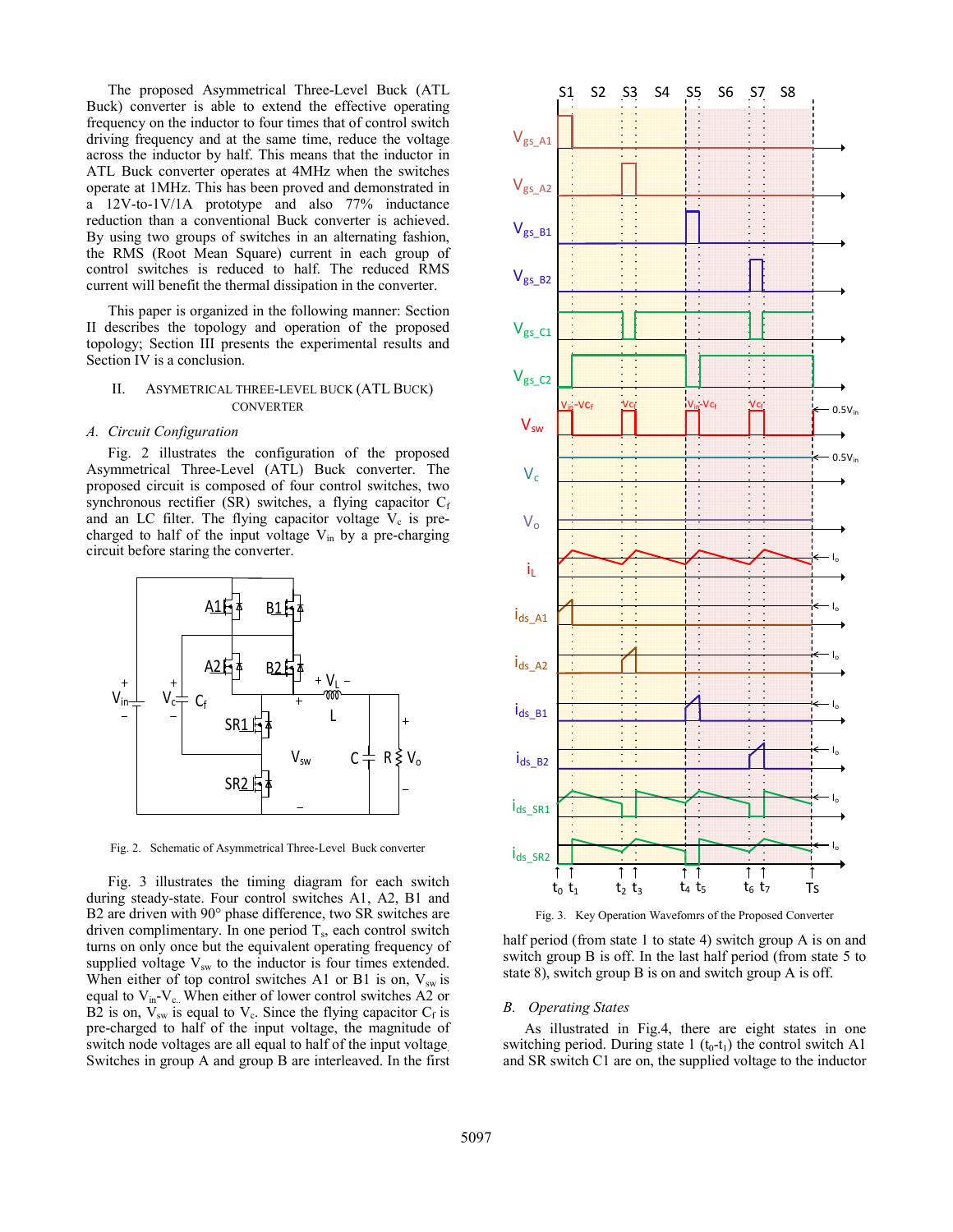The proposed Asymmetrical Three-Level Buck (ATL Buck) converter is able to extend the effective operating frequency on the inductor to four times that of control switch driving frequency and at the same time, reduce the voltage across the inductor by half. This means that the inductor in ATL Buck converter operates at 4MHz when the switches operate at 1MHz. This has been proved and demonstrated in a 12V-to-1V/1A prototype and also 77% inductance reduction than a conventional Buck converter is achieved. By using two groups of switches in an alternating fashion, the RMS (Root Mean Square) current in each group of control switches is reduced to half. The reduced RMS current will benefit the thermal dissipation in the converter.

This paper is organized in the following manner: Section II describes the topology and operation of the proposed topology; Section III presents the experimental results and Section IV is a conclusion.

## II. Asymetrical Three-Level Buck (ATL Buck) Converter

### A. Circuit Configuration

Fig. 2 illustrates the configuration of the proposed Asymmetrical Three-Level (ATL) Buck converter. The proposed circuit is composed of four control switches, two synchronous rectifier (SR) switches, a flying capacitor $C_f$ and an LC filter. The flying capacitor voltage $V_c$ is pre-charged to half of the input voltage $V_{in}$ by a pre-charging circuit before staring the converter.

Fig. 2. Schematic of Asymmetrical Three-Level Buck converter

Fig. 3 illustrates the timing diagram for each switch during steady-state. Four control switches A1, A2, B1 and B2 are driven with 90° phase difference, two SR switches are driven complimentary. In one period $T_s$, each control switch turns on only once but the equivalent operating frequency of supplied voltage $V_{sw}$ to the inductor is four times extended. When either of top control switches A1 or B1 is on, $V_{sw}$ is equal to $V_{in}$-$V_c$. When either of lower control switches A2 or B2 is on, $V_{sw}$ is equal to $V_c$. Since the flying capacitor $C_f$ is pre-charged to half of the input voltage, the magnitude of switch node voltages are all equal to half of the input voltage. Switches in group A and group B are interleaved. In the first half period (from state 1 to state 4) switch group A is on and switch group B is off. In the last half period (from state 5 to state 8), switch group B is on and switch group A is off.

Fig. 3. Key Operation Wavefomrs of the Proposed Converter

### B. Operating States

As illustrated in Fig.4, there are eight states in one switching period. During state 1 ($t_0$-$t_1$) the control switch A1 and SR switch C1 are on, the supplied voltage to the inductor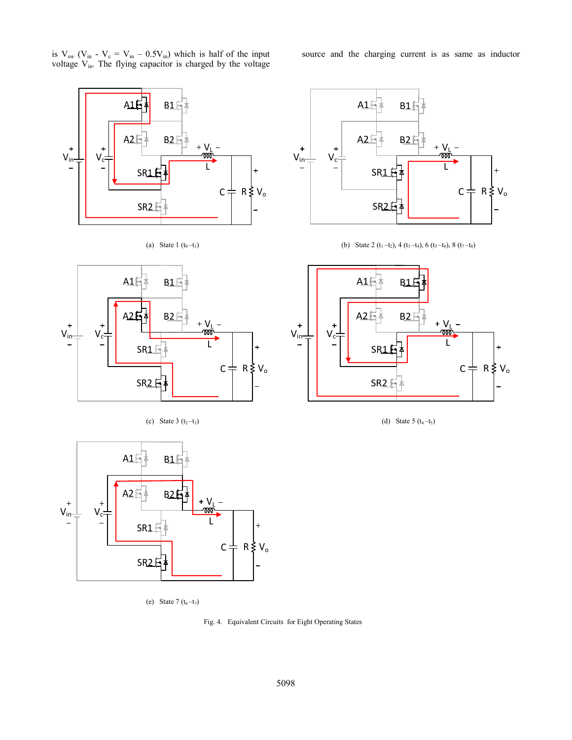is $V_{sw}$ ($V_{in}$ - $V_c$ = $V_{in}$ – $0.5V_{in}$) which is half of the input voltage $V_{in}$. The flying capacitor is charged by the voltage source and the charging current is as same as inductor

(a) State 1 ($t_0$–$t_1$)

(b) State 2 ($t_1$–$t_2$), 4 ($t_3$–$t_4$), 6 ($t_5$–$t_6$), 8 ($t_7$–$t_8$)

(c) State 3 ($t_2$–$t_3$)

(d) State 5 ($t_4$–$t_5$)

(e) State 7 ($t_6$–$t_7$)

Fig. 4. Equivalent Circuits for Eight Operating States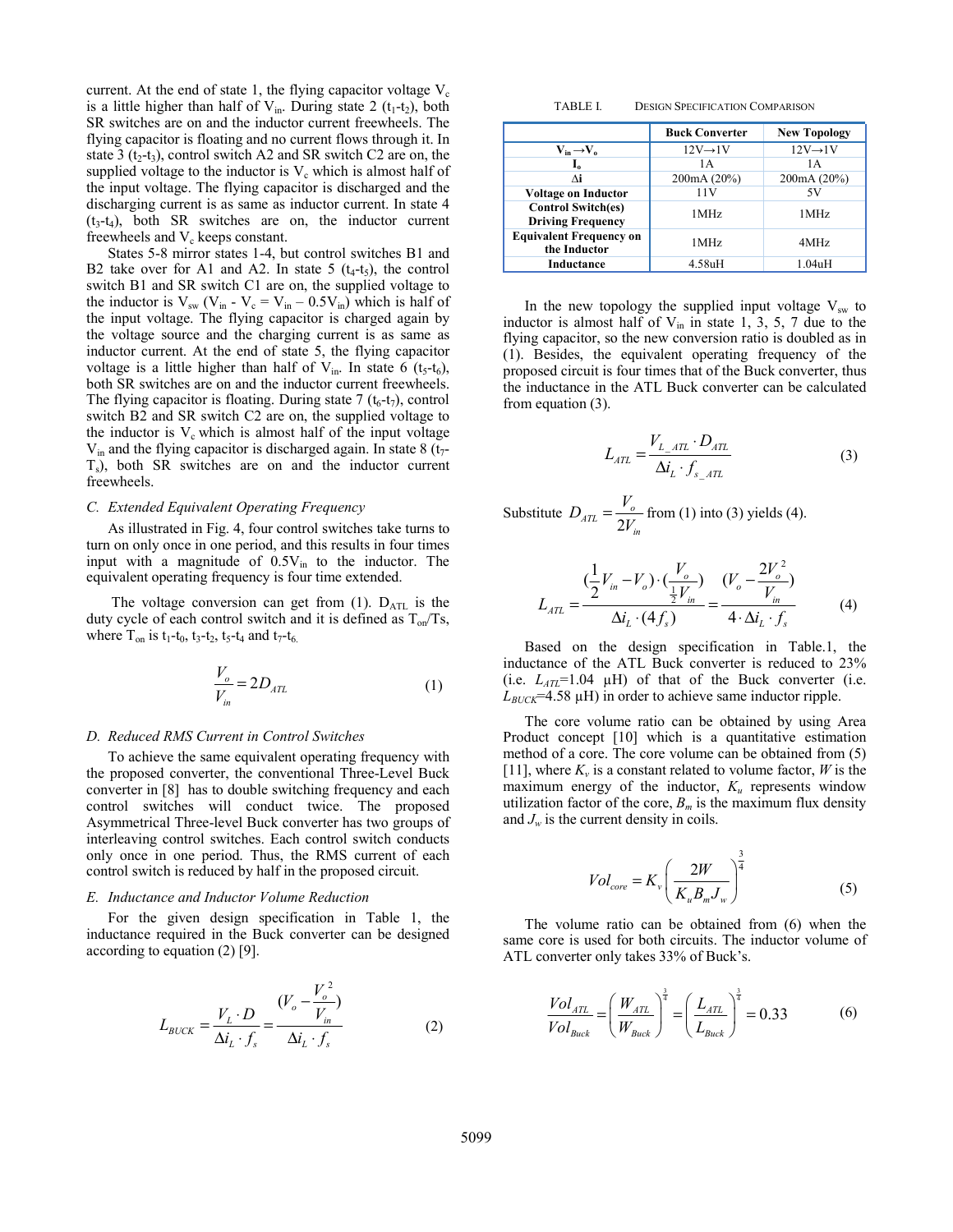current. At the end of state 1, the flying capacitor voltage $V_c$ is a little higher than half of $V_{in}$. During state 2 ($t_1$-$t_2$), both SR switches are on and the inductor current freewheels. The flying capacitor is floating and no current flows through it. In state 3 ($t_2$-$t_3$), control switch A2 and SR switch C2 are on, the supplied voltage to the inductor is $V_c$ which is almost half of the input voltage. The flying capacitor is discharged and the discharging current is as same as inductor current. In state 4 ($t_3$-$t_4$), both SR switches are on, the inductor current freewheels and $V_c$ keeps constant.

States 5-8 mirror states 1-4, but control switches B1 and B2 take over for A1 and A2. In state 5 ($t_4$-$t_5$), the control switch B1 and SR switch C1 are on, the supplied voltage to the inductor is $V_{sw}$ ($V_{in}$ - $V_c$ = $V_{in}$ – $0.5V_{in}$) which is half of the input voltage. The flying capacitor is charged again by the voltage source and the charging current is as same as inductor current. At the end of state 5, the flying capacitor voltage is a little higher than half of $V_{in}$. In state 6 ($t_5$-$t_6$), both SR switches are on and the inductor current freewheels. The flying capacitor is floating. During state 7 ($t_6$-$t_7$), control switch B2 and SR switch C2 are on, the supplied voltage to the inductor is $V_c$ which is almost half of the input voltage $V_{in}$ and the flying capacitor is discharged again. In state 8 ($t_7$-$T_s$), both SR switches are on and the inductor current freewheels.

### C. Extended Equivalent Operating Frequency

As illustrated in Fig. 4, four control switches take turns to turn on only once in one period, and this results in four times input with a magnitude of $0.5V_{in}$ to the inductor. The equivalent operating frequency is four time extended.

The voltage conversion can get from (1). $D_{ATL}$ is the duty cycle of each control switch and it is defined as $T_{on}/T_s$, where $T_{on}$ is $t_1$-$t_0$, $t_3$-$t_2$, $t_5$-$t_4$ and $t_7$-$t_6$.

$$\frac{V_o}{V_{in}} = 2D_{ATL} \tag{1}$$

### D. Reduced RMS Current in Control Switches

To achieve the same equivalent operating frequency with the proposed converter, the conventional Three-Level Buck converter in [8] has to double switching frequency and each control switches will conduct twice. The proposed Asymmetrical Three-level Buck converter has two groups of interleaving control switches. Each control switch conducts only once in one period. Thus, the RMS current of each control switch is reduced by half in the proposed circuit.

### E. Inductance and Inductor Volume Reduction

For the given design specification in Table 1, the inductance required in the Buck converter can be designed according to equation (2) [9].

$$L_{BUCK} = \frac{V_L \cdot D}{\Delta i_L \cdot f_s} = \frac{(V_o - \frac{V_o^2}{V_{in}})}{\Delta i_L \cdot f_s} \tag{2}$$

TABLE I. DESIGN SPECIFICATION COMPARISON

| | Buck Converter | New Topology |
|---|---|---|
| $V_{in} \rightarrow V_o$ | 12V→1V | 12V→1V |
| $I_o$ | 1A | 1A |
| $\Delta i$ | 200mA (20%) | 200mA (20%) |
| Voltage on Inductor | 11V | 5V |
| Control Switch(es) Driving Frequency | 1MHz | 1MHz |
| Equivalent Frequency on the Inductor | 1MHz | 4MHz |
| Inductance | 4.58uH | 1.04uH |

In the new topology the supplied input voltage $V_{sw}$ to inductor is almost half of $V_{in}$ in state 1, 3, 5, 7 due to the flying capacitor, so the new conversion ratio is doubled as in (1). Besides, the equivalent operating frequency of the proposed circuit is four times that of the Buck converter, thus the inductance in the ATL Buck converter can be calculated from equation (3).

$$L_{ATL} = \frac{V_{L\_ATL} \cdot D_{ATL}}{\Delta i_L \cdot f_{s\_ATL}} \tag{3}$$

Substitute $D_{ATL} = \frac{V_o}{2V_{in}}$ from (1) into (3) yields (4).

$$L_{ATL} = \frac{(\frac{1}{2}V_{in} - V_o) \cdot (\frac{V_o}{\frac{1}{2}V_{in}})}{\Delta i_L \cdot (4 f_s)} = \frac{(V_o - \frac{2V_o^2}{V_{in}})}{4 \cdot \Delta i_L \cdot f_s} \tag{4}$$

Based on the design specification in Table.1, the inductance of the ATL Buck converter is reduced to 23% (i.e. $L_{ATL}$=1.04 μH) of that of the Buck converter (i.e. $L_{BUCK}$=4.58 μH) in order to achieve same inductor ripple.

The core volume ratio can be obtained by using Area Product concept [10] which is a quantitative estimation method of a core. The core volume can be obtained from (5) [11], where $K_v$ is a constant related to volume factor, $W$ is the maximum energy of the inductor, $K_u$ represents window utilization factor of the core, $B_m$ is the maximum flux density and $J_w$ is the current density in coils.

$$Vol_{core} = K_v \left( \frac{2W}{K_u B_m J_w} \right)^{\frac{3}{4}} \tag{5}$$

The volume ratio can be obtained from (6) when the same core is used for both circuits. The inductor volume of ATL converter only takes 33% of Buck's.

$$\frac{Vol_{ATL}}{Vol_{Buck}} = \left( \frac{W_{ATL}}{W_{Buck}} \right)^{\frac{3}{4}} = \left( \frac{L_{ATL}}{L_{Buck}} \right)^{\frac{3}{4}} = 0.33 \tag{6}$$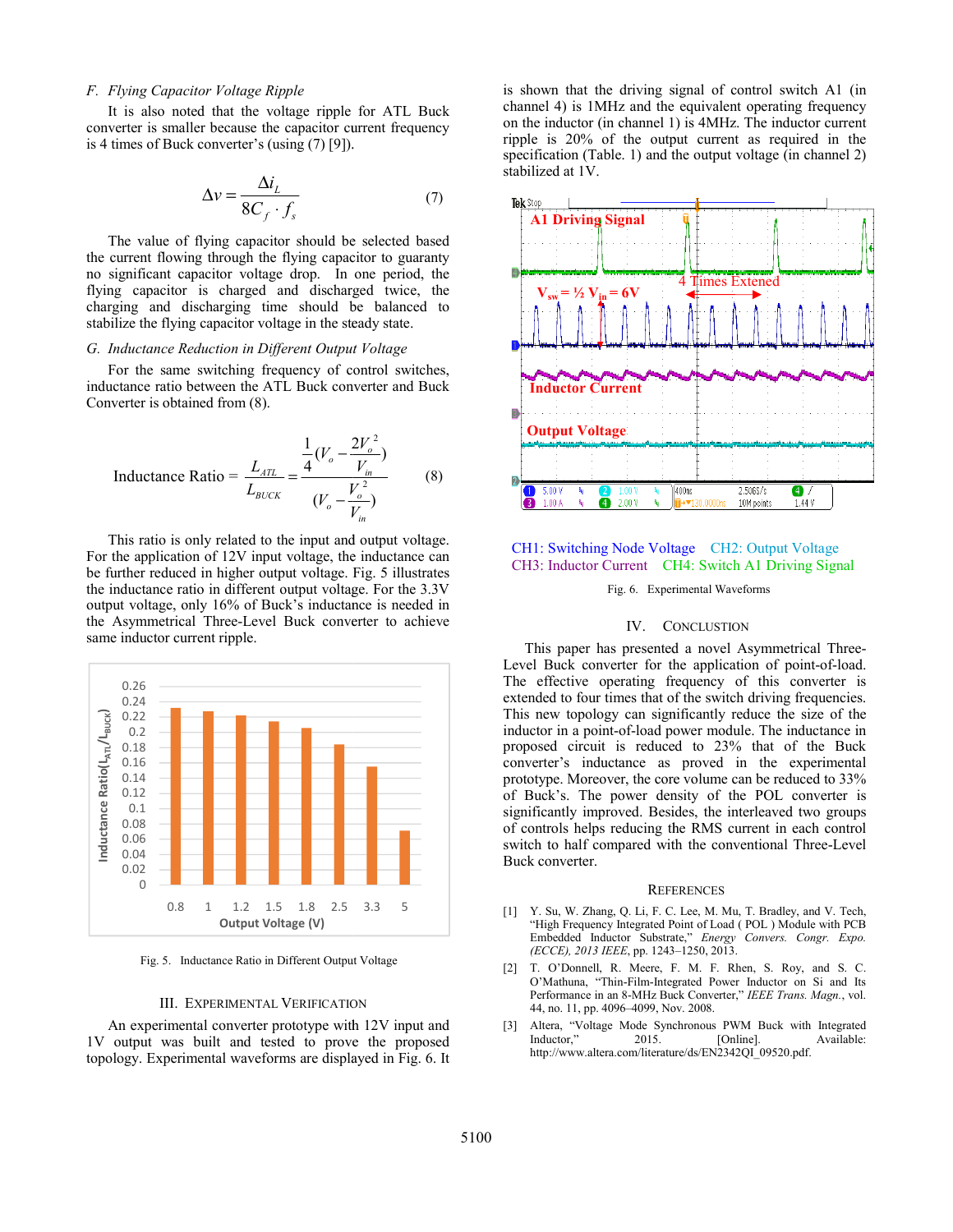### F. Flying Capacitor Voltage Ripple

It is also noted that the voltage ripple for ATL Buck converter is smaller because the capacitor current frequency is 4 times of Buck converter's (using (7) [9]).

$$\Delta v = \frac{\Delta i_L}{8C_f \cdot f_s} \tag{7}$$

The value of flying capacitor should be selected based the current flowing through the flying capacitor to guaranty no significant capacitor voltage drop. In one period, the flying capacitor is charged and discharged twice, the charging and discharging time should be balanced to stabilize the flying capacitor voltage in the steady state.

### G. Inductance Reduction in Different Output Voltage

For the same switching frequency of control switches, inductance ratio between the ATL Buck converter and Buck Converter is obtained from (8).

$$\text{Inductance Ratio} = \frac{L_{ATL}}{L_{BUCK}} = \frac{\frac{1}{4}(V_o - \frac{2V_o^2}{V_{in}})}{(V_o - \frac{V_o^2}{V_{in}})} \tag{8}$$

This ratio is only related to the input and output voltage. For the application of 12V input voltage, the inductance can be further reduced in higher output voltage. Fig. 5 illustrates the inductance ratio in different output voltage. For the 3.3V output voltage, only 16% of Buck's inductance is needed in the Asymmetrical Three-Level Buck converter to achieve same inductor current ripple.

Inductance Ratio($L_{ATL}/L_{BUCK}$)
0.26
0.24
0.22
0.2
0.18
0.16
0.14
0.12
0.1
0.08
0.06
0.04
0.02
0
0.8 1 1.2 1.5 1.8 2.5 3.3 5
Output Voltage (V)

Fig. 5. Inductance Ratio in Different Output Voltage

## III. Experimental Verification

An experimental converter prototype with 12V input and 1V output was built and tested to prove the proposed topology. Experimental waveforms are displayed in Fig. 6. It is shown that the driving signal of control switch A1 (in channel 4) is 1MHz and the equivalent operating frequency on the inductor (in channel 1) is 4MHz. The inductor current ripple is 20% of the output current as required in the specification (Table. 1) and the output voltage (in channel 2) stabilized at 1V.

Tek Stop
A1 Driving Signal
4 Times Extened
$V_{sw} = ½ V_{in} = 6V$
Inductor Current
Output Voltage
1 5.00 V 2 1.00 V 400ns 2.50GS/s 4 / 1.44 V
3 1.00 A 4 2.00 V T▼130.0000ns 10M points

CH1: Switching Node Voltage CH2: Output Voltage
CH3: Inductor Current CH4: Switch A1 Driving Signal

Fig. 6. Experimental Waveforms

## IV. Conclusion

This paper has presented a novel Asymmetrical Three-Level Buck converter for the application of point-of-load. The effective operating frequency of this converter is extended to four times that of the switch driving frequencies. This new topology can significantly reduce the size of the inductor in a point-of-load power module. The inductance in proposed circuit is reduced to 23% that of the Buck converter's inductance as proved in the experimental prototype. Moreover, the core volume can be reduced to 33% of Buck's. The power density of the POL converter is significantly improved. Besides, the interleaved two groups of controls helps reducing the RMS current in each control switch to half compared with the conventional Three-Level Buck converter.

## References

[1] Y. Su, W. Zhang, Q. Li, F. C. Lee, M. Mu, T. Bradley, and V. Tech, "High Frequency Integrated Point of Load ( POL ) Module with PCB Embedded Inductor Substrate," *Energy Convers. Congr. Expo. (ECCE), 2013 IEEE*, pp. 1243–1250, 2013.

[2] T. O'Donnell, R. Meere, F. M. F. Rhen, S. Roy, and S. C. O'Mathuna, "Thin-Film-Integrated Power Inductor on Si and Its Performance in an 8-MHz Buck Converter," *IEEE Trans. Magn.*, vol. 44, no. 11, pp. 4096–4099, Nov. 2008.

[3] Altera, "Voltage Mode Synchronous PWM Buck with Integrated Inductor," 2015. [Online]. Available: http://www.altera.com/literature/ds/EN2342QI_09520.pdf.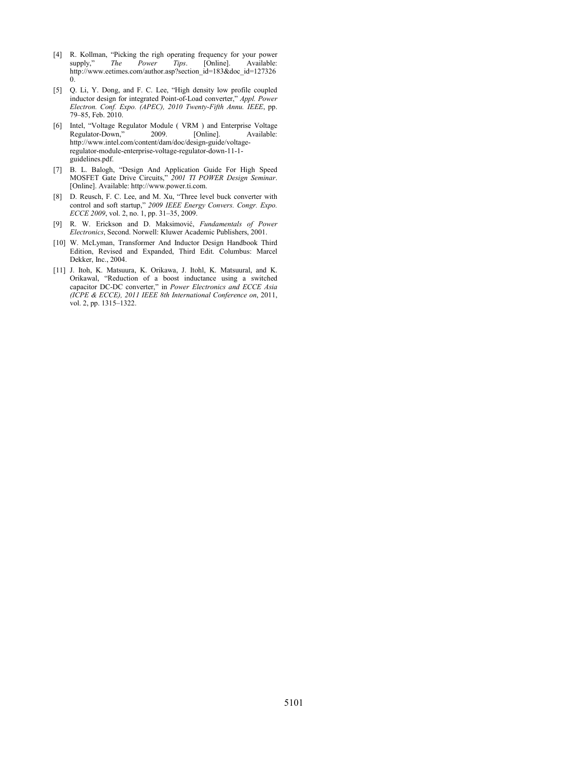[4] R. Kollman, "Picking the righ operating frequency for your power supply," *The Power Tips*. [Online]. Available: http://www.eetimes.com/author.asp?section_id=183&doc_id=1273260.

[5] Q. Li, Y. Dong, and F. C. Lee, "High density low profile coupled inductor design for integrated Point-of-Load converter," *Appl. Power Electron. Conf. Expo. (APEC), 2010 Twenty-Fifth Annu. IEEE*, pp. 79–85, Feb. 2010.

[6] Intel, "Voltage Regulator Module ( VRM ) and Enterprise Voltage Regulator-Down," 2009. [Online]. Available: http://www.intel.com/content/dam/doc/design-guide/voltage-regulator-module-enterprise-voltage-regulator-down-11-1-guidelines.pdf.

[7] B. L. Balogh, "Design And Application Guide For High Speed MOSFET Gate Drive Circuits," *2001 TI POWER Design Seminar*. [Online]. Available: http://www.power.ti.com.

[8] D. Reusch, F. C. Lee, and M. Xu, "Three level buck converter with control and soft startup," *2009 IEEE Energy Convers. Congr. Expo. ECCE 2009*, vol. 2, no. 1, pp. 31–35, 2009.

[9] R. W. Erickson and D. Maksimović, *Fundamentals of Power Electronics*, Second. Norwell: Kluwer Academic Publishers, 2001.

[10] W. McLyman, Transformer And Inductor Design Handbook Third Edition, Revised and Expanded, Third Edit. Columbus: Marcel Dekker, Inc., 2004.

[11] J. Itoh, K. Matsuura, K. Orikawa, J. Itohl, K. Matsuural, and K. Orikawal, "Reduction of a boost inductance using a switched capacitor DC-DC converter," in *Power Electronics and ECCE Asia (ICPE & ECCE), 2011 IEEE 8th International Conference on*, 2011, vol. 2, pp. 1315–1322.